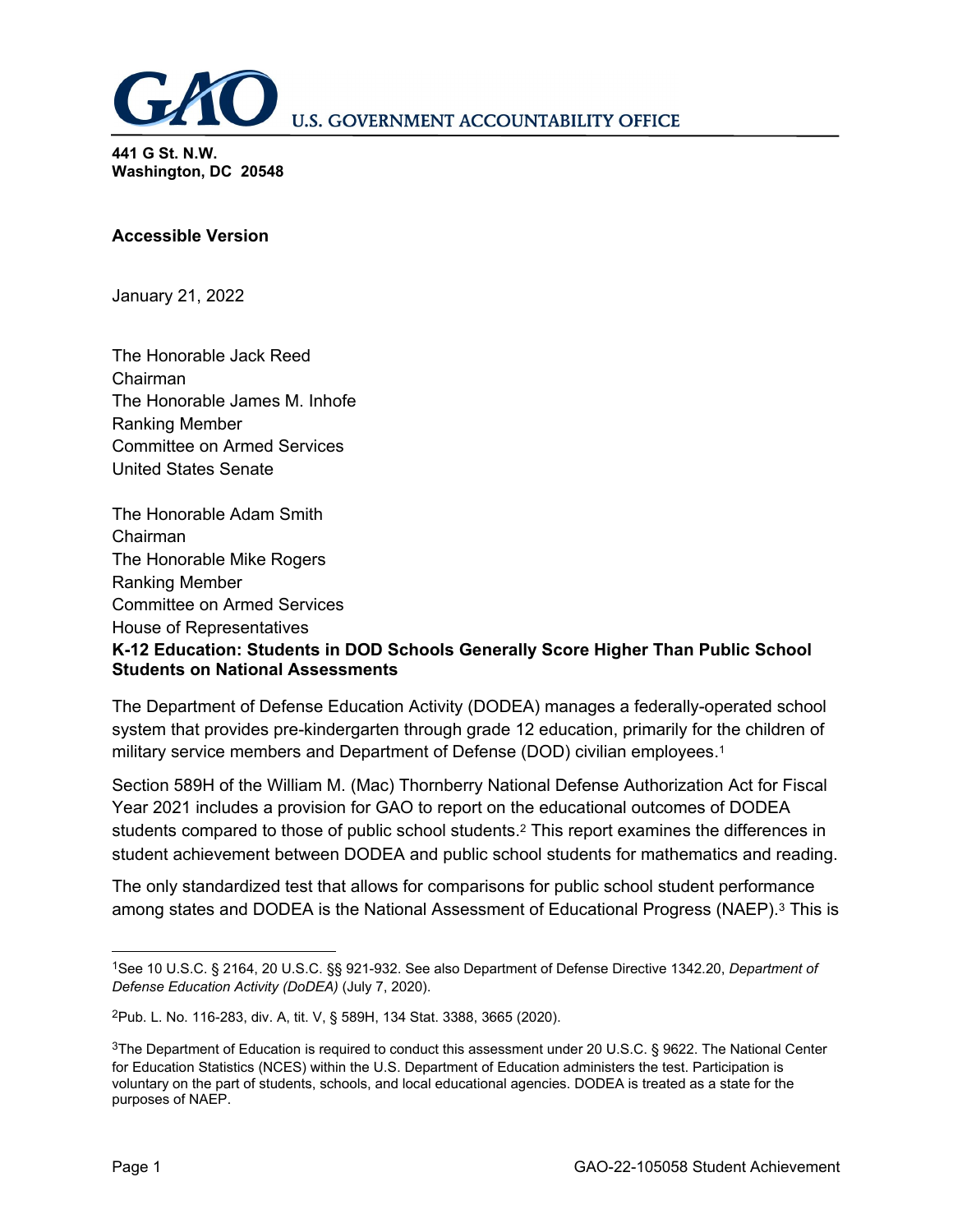**U.S. GOVERNMENT ACCOUNTABILITY OFFICE**

**441 G St. N.W.**
**Washington, DC 20548**

**Accessible Version**

January 21, 2022

The Honorable Jack Reed
Chairman
The Honorable James M. Inhofe
Ranking Member
Committee on Armed Services
United States Senate

The Honorable Adam Smith
Chairman
The Honorable Mike Rogers
Ranking Member
Committee on Armed Services
House of Representatives

**K-12 Education: Students in DOD Schools Generally Score Higher Than Public School Students on National Assessments**

The Department of Defense Education Activity (DODEA) manages a federally-operated school system that provides pre-kindergarten through grade 12 education, primarily for the children of military service members and Department of Defense (DOD) civilian employees.[1]

Section 589H of the William M. (Mac) Thornberry National Defense Authorization Act for Fiscal Year 2021 includes a provision for GAO to report on the educational outcomes of DODEA students compared to those of public school students.[2] This report examines the differences in student achievement between DODEA and public school students for mathematics and reading.

The only standardized test that allows for comparisons for public school student performance among states and DODEA is the National Assessment of Educational Progress (NAEP).[3] This is

---

[1]See 10 U.S.C. § 2164, 20 U.S.C. §§ 921-932. See also Department of Defense Directive 1342.20, *Department of Defense Education Activity (DoDEA)* (July 7, 2020).

[2]Pub. L. No. 116-283, div. A, tit. V, § 589H, 134 Stat. 3388, 3665 (2020).

[3]The Department of Education is required to conduct this assessment under 20 U.S.C. § 9622. The National Center for Education Statistics (NCES) within the U.S. Department of Education administers the test. Participation is voluntary on the part of students, schools, and local educational agencies. DODEA is treated as a state for the purposes of NAEP.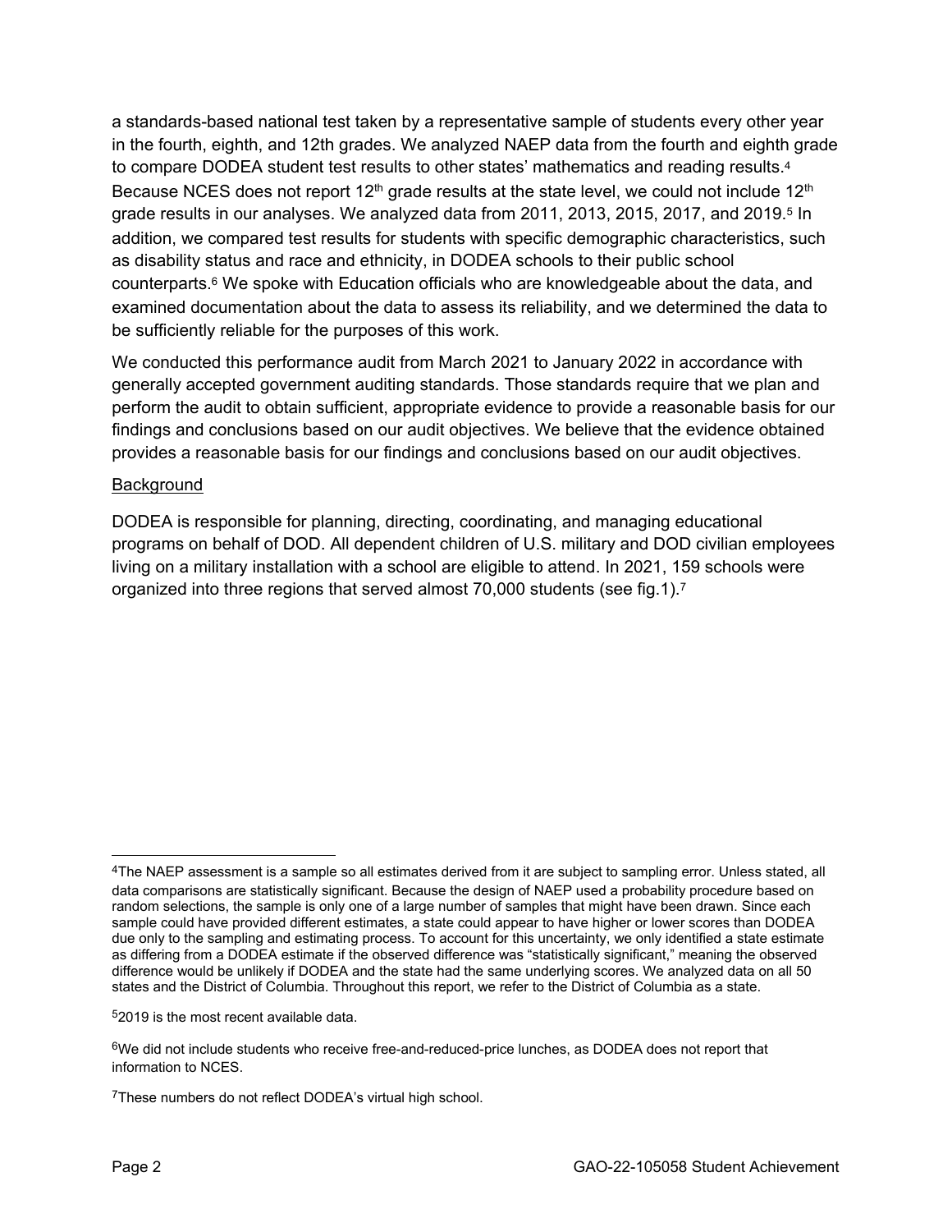a standards-based national test taken by a representative sample of students every other year in the fourth, eighth, and 12th grades. We analyzed NAEP data from the fourth and eighth grade to compare DODEA student test results to other states' mathematics and reading results.[4] Because NCES does not report 12th grade results at the state level, we could not include 12th grade results in our analyses. We analyzed data from 2011, 2013, 2015, 2017, and 2019.[5] In addition, we compared test results for students with specific demographic characteristics, such as disability status and race and ethnicity, in DODEA schools to their public school counterparts.[6] We spoke with Education officials who are knowledgeable about the data, and examined documentation about the data to assess its reliability, and we determined the data to be sufficiently reliable for the purposes of this work.

We conducted this performance audit from March 2021 to January 2022 in accordance with generally accepted government auditing standards. Those standards require that we plan and perform the audit to obtain sufficient, appropriate evidence to provide a reasonable basis for our findings and conclusions based on our audit objectives. We believe that the evidence obtained provides a reasonable basis for our findings and conclusions based on our audit objectives.

## Background

DODEA is responsible for planning, directing, coordinating, and managing educational programs on behalf of DOD. All dependent children of U.S. military and DOD civilian employees living on a military installation with a school are eligible to attend. In 2021, 159 schools were organized into three regions that served almost 70,000 students (see fig.1).[7]

---

[4]The NAEP assessment is a sample so all estimates derived from it are subject to sampling error. Unless stated, all data comparisons are statistically significant. Because the design of NAEP used a probability procedure based on random selections, the sample is only one of a large number of samples that might have been drawn. Since each sample could have provided different estimates, a state could appear to have higher or lower scores than DODEA due only to the sampling and estimating process. To account for this uncertainty, we only identified a state estimate as differing from a DODEA estimate if the observed difference was "statistically significant," meaning the observed difference would be unlikely if DODEA and the state had the same underlying scores. We analyzed data on all 50 states and the District of Columbia. Throughout this report, we refer to the District of Columbia as a state.

[5]2019 is the most recent available data.

[6]We did not include students who receive free-and-reduced-price lunches, as DODEA does not report that information to NCES.

[7]These numbers do not reflect DODEA's virtual high school.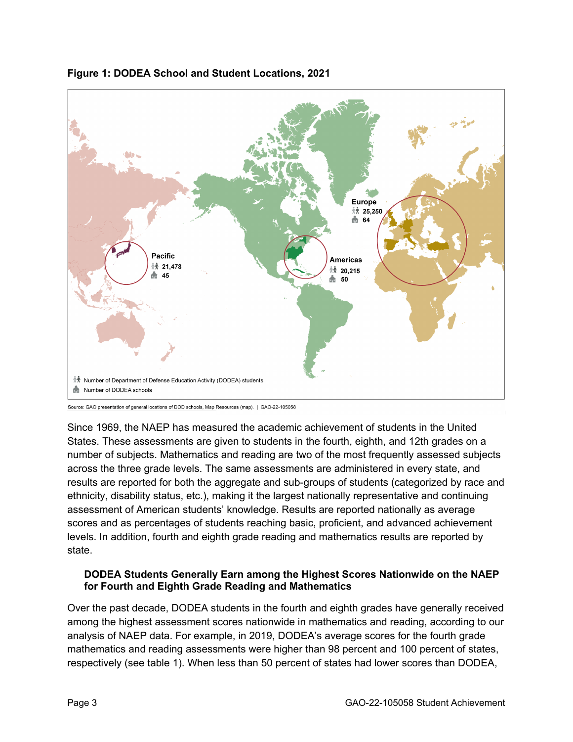**Figure 1: DODEA School and Student Locations, 2021**

Pacific
21,478
45

Americas
20,215
50

Europe
25,250
64

Number of Department of Defense Education Activity (DODEA) students
Number of DODEA schools

Source: GAO presentation of general locations of DOD schools, Map Resources (map). | GAO-22-105058

Since 1969, the NAEP has measured the academic achievement of students in the United States. These assessments are given to students in the fourth, eighth, and 12th grades on a number of subjects. Mathematics and reading are two of the most frequently assessed subjects across the three grade levels. The same assessments are administered in every state, and results are reported for both the aggregate and sub-groups of students (categorized by race and ethnicity, disability status, etc.), making it the largest nationally representative and continuing assessment of American students' knowledge. Results are reported nationally as average scores and as percentages of students reaching basic, proficient, and advanced achievement levels. In addition, fourth and eighth grade reading and mathematics results are reported by state.

### DODEA Students Generally Earn among the Highest Scores Nationwide on the NAEP for Fourth and Eighth Grade Reading and Mathematics

Over the past decade, DODEA students in the fourth and eighth grades have generally received among the highest assessment scores nationwide in mathematics and reading, according to our analysis of NAEP data. For example, in 2019, DODEA's average scores for the fourth grade mathematics and reading assessments were higher than 98 percent and 100 percent of states, respectively (see table 1). When less than 50 percent of states had lower scores than DODEA,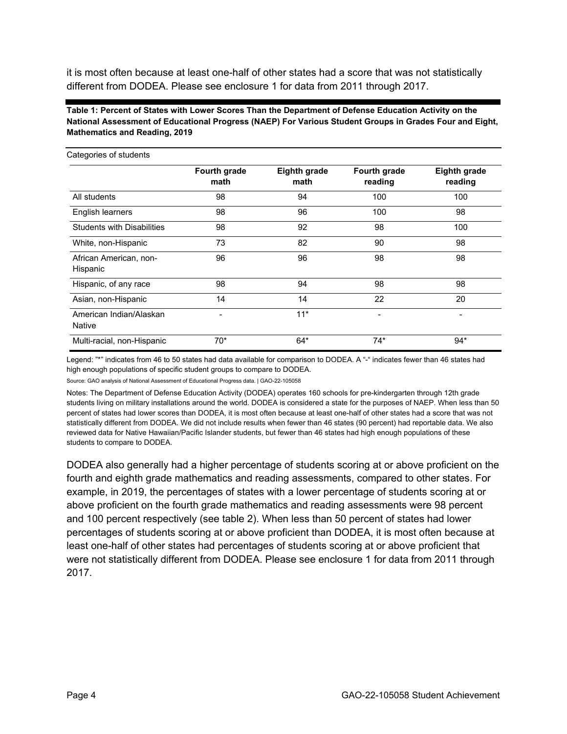it is most often because at least one-half of other states had a score that was not statistically different from DODEA. Please see enclosure 1 for data from 2011 through 2017.

**Table 1: Percent of States with Lower Scores Than the Department of Defense Education Activity on the National Assessment of Educational Progress (NAEP) For Various Student Groups in Grades Four and Eight, Mathematics and Reading, 2019**

| Categories of students | Fourth grade math | Eighth grade math | Fourth grade reading | Eighth grade reading |
|---|---|---|---|---|
| All students | 98 | 94 | 100 | 100 |
| English learners | 98 | 96 | 100 | 98 |
| Students with Disabilities | 98 | 92 | 98 | 100 |
| White, non-Hispanic | 73 | 82 | 90 | 98 |
| African American, non-Hispanic | 96 | 96 | 98 | 98 |
| Hispanic, of any race | 98 | 94 | 98 | 98 |
| Asian, non-Hispanic | 14 | 14 | 22 | 20 |
| American Indian/Alaskan Native | - | 11* | - | - |
| Multi-racial, non-Hispanic | 70* | 64* | 74* | 94* |

Legend: "*" indicates from 46 to 50 states had data available for comparison to DODEA. A "-" indicates fewer than 46 states had high enough populations of specific student groups to compare to DODEA.

Source: GAO analysis of National Assessment of Educational Progress data. | GAO-22-105058

Notes: The Department of Defense Education Activity (DODEA) operates 160 schools for pre-kindergarten through 12th grade students living on military installations around the world. DODEA is considered a state for the purposes of NAEP. When less than 50 percent of states had lower scores than DODEA, it is most often because at least one-half of other states had a score that was not statistically different from DODEA. We did not include results when fewer than 46 states (90 percent) had reportable data. We also reviewed data for Native Hawaiian/Pacific Islander students, but fewer than 46 states had high enough populations of these students to compare to DODEA.

DODEA also generally had a higher percentage of students scoring at or above proficient on the fourth and eighth grade mathematics and reading assessments, compared to other states. For example, in 2019, the percentages of states with a lower percentage of students scoring at or above proficient on the fourth grade mathematics and reading assessments were 98 percent and 100 percent respectively (see table 2). When less than 50 percent of states had lower percentages of students scoring at or above proficient than DODEA, it is most often because at least one-half of other states had percentages of students scoring at or above proficient that were not statistically different from DODEA. Please see enclosure 1 for data from 2011 through 2017.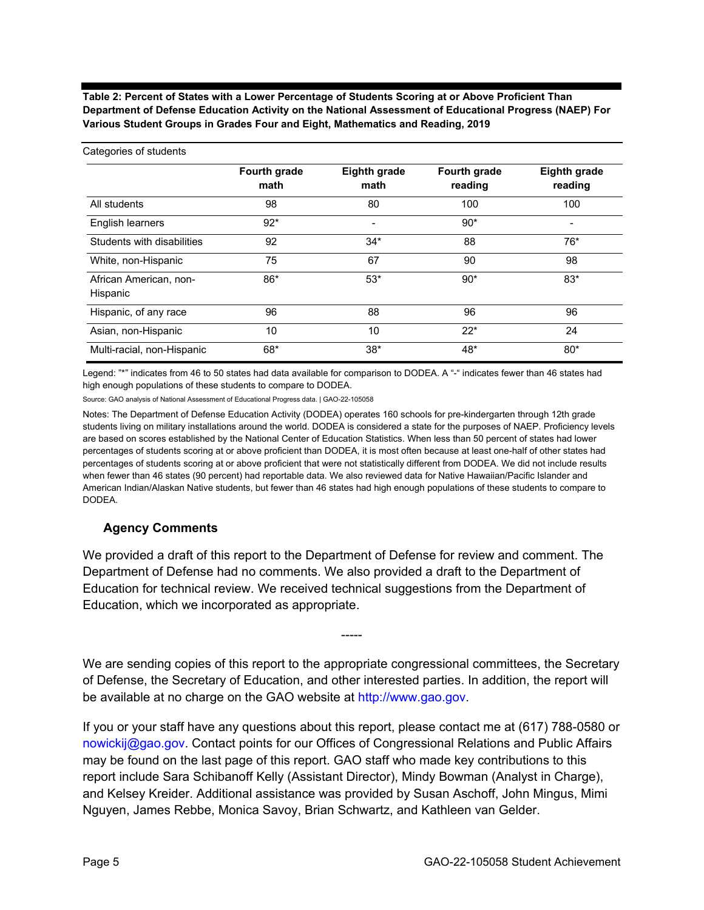**Table 2: Percent of States with a Lower Percentage of Students Scoring at or Above Proficient Than Department of Defense Education Activity on the National Assessment of Educational Progress (NAEP) For Various Student Groups in Grades Four and Eight, Mathematics and Reading, 2019**

Categories of students

| | Fourth grade math | Eighth grade math | Fourth grade reading | Eighth grade reading |
|---|---|---|---|---|
| All students | 98 | 80 | 100 | 100 |
| English learners | 92* | - | 90* | - |
| Students with disabilities | 92 | 34* | 88 | 76* |
| White, non-Hispanic | 75 | 67 | 90 | 98 |
| African American, non-Hispanic | 86* | 53* | 90* | 83* |
| Hispanic, of any race | 96 | 88 | 96 | 96 |
| Asian, non-Hispanic | 10 | 10 | 22* | 24 |
| Multi-racial, non-Hispanic | 68* | 38* | 48* | 80* |

Legend: "*" indicates from 46 to 50 states had data available for comparison to DODEA. A "-" indicates fewer than 46 states had high enough populations of these students to compare to DODEA.

Source: GAO analysis of National Assessment of Educational Progress data. | GAO-22-105058

Notes: The Department of Defense Education Activity (DODEA) operates 160 schools for pre-kindergarten through 12th grade students living on military installations around the world. DODEA is considered a state for the purposes of NAEP. Proficiency levels are based on scores established by the National Center of Education Statistics. When less than 50 percent of states had lower percentages of students scoring at or above proficient than DODEA, it is most often because at least one-half of other states had percentages of students scoring at or above proficient that were not statistically different from DODEA. We did not include results when fewer than 46 states (90 percent) had reportable data. We also reviewed data for Native Hawaiian/Pacific Islander and American Indian/Alaskan Native students, but fewer than 46 states had high enough populations of these students to compare to DODEA.

## Agency Comments

We provided a draft of this report to the Department of Defense for review and comment. The Department of Defense had no comments. We also provided a draft to the Department of Education for technical review. We received technical suggestions from the Department of Education, which we incorporated as appropriate.

-----

We are sending copies of this report to the appropriate congressional committees, the Secretary of Defense, the Secretary of Education, and other interested parties. In addition, the report will be available at no charge on the GAO website at http://www.gao.gov.

If you or your staff have any questions about this report, please contact me at (617) 788-0580 or nowickij@gao.gov. Contact points for our Offices of Congressional Relations and Public Affairs may be found on the last page of this report. GAO staff who made key contributions to this report include Sara Schibanoff Kelly (Assistant Director), Mindy Bowman (Analyst in Charge), and Kelsey Kreider. Additional assistance was provided by Susan Aschoff, John Mingus, Mimi Nguyen, James Rebbe, Monica Savoy, Brian Schwartz, and Kathleen van Gelder.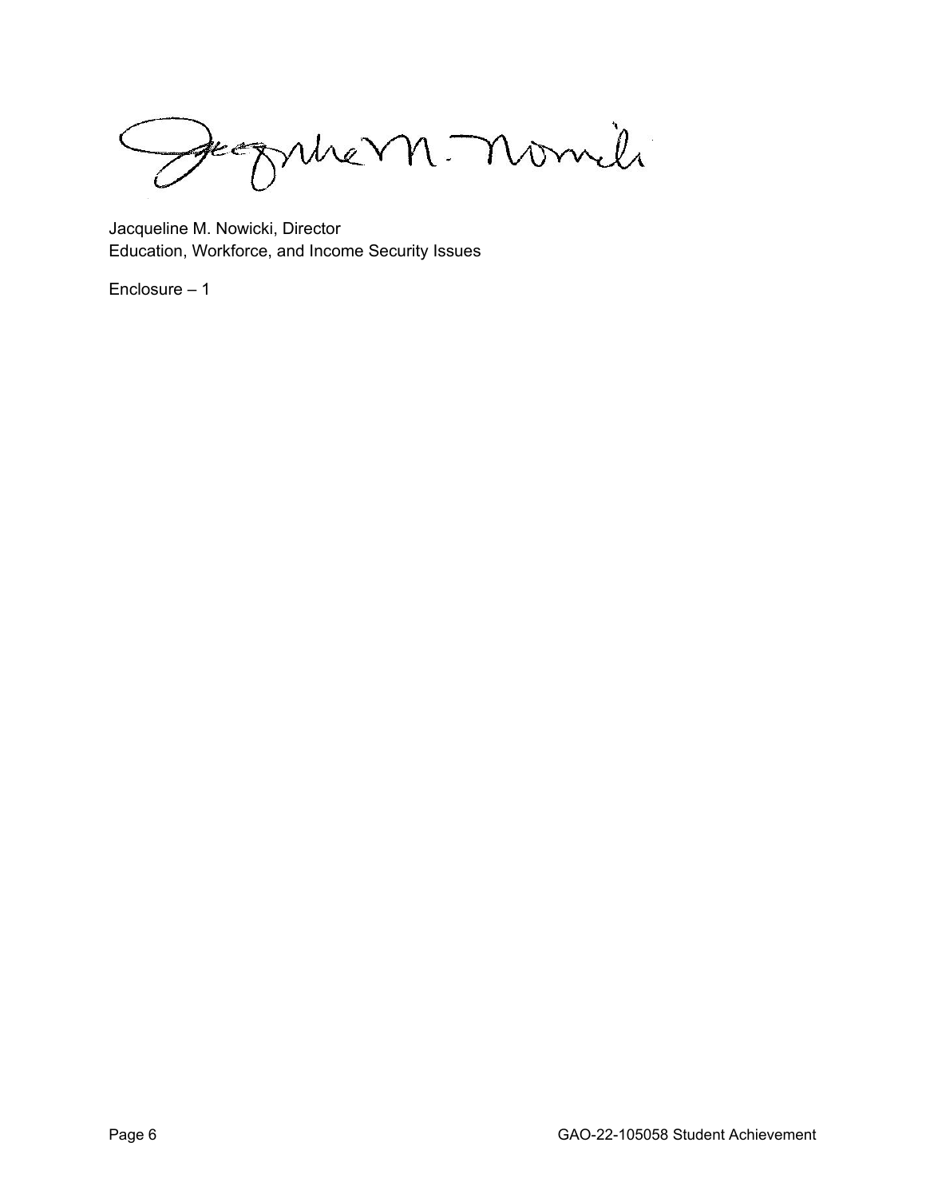Jacqueline M. Nowicki, Director
Education, Workforce, and Income Security Issues

Enclosure – 1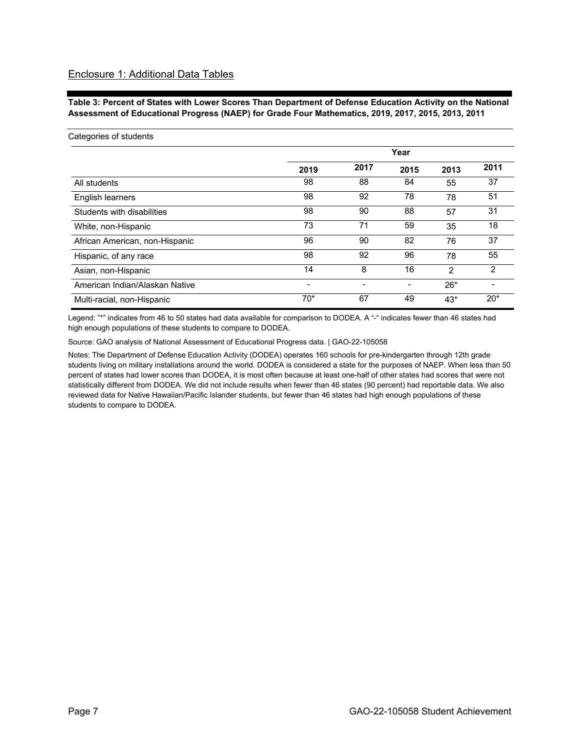## Enclosure 1: Additional Data Tables

**Table 3: Percent of States with Lower Scores Than Department of Defense Education Activity on the National Assessment of Educational Progress (NAEP) for Grade Four Mathematics, 2019, 2017, 2015, 2013, 2011**

| Categories of students | Year | | | | |
|---|---|---|---|---|---|
| | 2019 | 2017 | 2015 | 2013 | 2011 |
| All students | 98 | 88 | 84 | 55 | 37 |
| English learners | 98 | 92 | 78 | 78 | 51 |
| Students with disabilities | 98 | 90 | 88 | 57 | 31 |
| White, non-Hispanic | 73 | 71 | 59 | 35 | 18 |
| African American, non-Hispanic | 96 | 90 | 82 | 76 | 37 |
| Hispanic, of any race | 98 | 92 | 96 | 78 | 55 |
| Asian, non-Hispanic | 14 | 8 | 16 | 2 | 2 |
| American Indian/Alaskan Native | - | - | - | 26* | - |
| Multi-racial, non-Hispanic | 70* | 67 | 49 | 43* | 20* |

Legend: "*" indicates from 46 to 50 states had data available for comparison to DODEA. A "-" indicates fewer than 46 states had high enough populations of these students to compare to DODEA.

Source: GAO analysis of National Assessment of Educational Progress data. | GAO-22-105058

Notes: The Department of Defense Education Activity (DODEA) operates 160 schools for pre-kindergarten through 12th grade students living on military installations around the world. DODEA is considered a state for the purposes of NAEP. When less than 50 percent of states had lower scores than DODEA, it is most often because at least one-half of other states had scores that were not statistically different from DODEA. We did not include results when fewer than 46 states (90 percent) had reportable data. We also reviewed data for Native Hawaiian/Pacific Islander students, but fewer than 46 states had high enough populations of these students to compare to DODEA.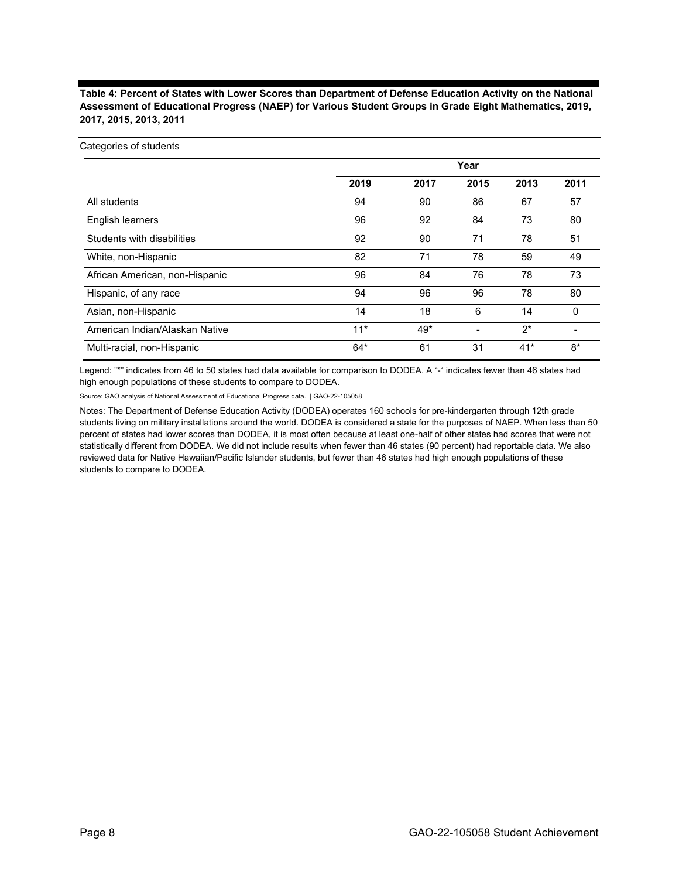**Table 4: Percent of States with Lower Scores than Department of Defense Education Activity on the National Assessment of Educational Progress (NAEP) for Various Student Groups in Grade Eight Mathematics, 2019, 2017, 2015, 2013, 2011**

| Categories of students | Year | | | | |
|---|---|---|---|---|---|
| | 2019 | 2017 | 2015 | 2013 | 2011 |
| All students | 94 | 90 | 86 | 67 | 57 |
| English learners | 96 | 92 | 84 | 73 | 80 |
| Students with disabilities | 92 | 90 | 71 | 78 | 51 |
| White, non-Hispanic | 82 | 71 | 78 | 59 | 49 |
| African American, non-Hispanic | 96 | 84 | 76 | 78 | 73 |
| Hispanic, of any race | 94 | 96 | 96 | 78 | 80 |
| Asian, non-Hispanic | 14 | 18 | 6 | 14 | 0 |
| American Indian/Alaskan Native | 11* | 49* | - | 2* | - |
| Multi-racial, non-Hispanic | 64* | 61 | 31 | 41* | 8* |

Legend: "*" indicates from 46 to 50 states had data available for comparison to DODEA. A "-" indicates fewer than 46 states had high enough populations of these students to compare to DODEA.

Source: GAO analysis of National Assessment of Educational Progress data. | GAO-22-105058

Notes: The Department of Defense Education Activity (DODEA) operates 160 schools for pre-kindergarten through 12th grade students living on military installations around the world. DODEA is considered a state for the purposes of NAEP. When less than 50 percent of states had lower scores than DODEA, it is most often because at least one-half of other states had scores that were not statistically different from DODEA. We did not include results when fewer than 46 states (90 percent) had reportable data. We also reviewed data for Native Hawaiian/Pacific Islander students, but fewer than 46 states had high enough populations of these students to compare to DODEA.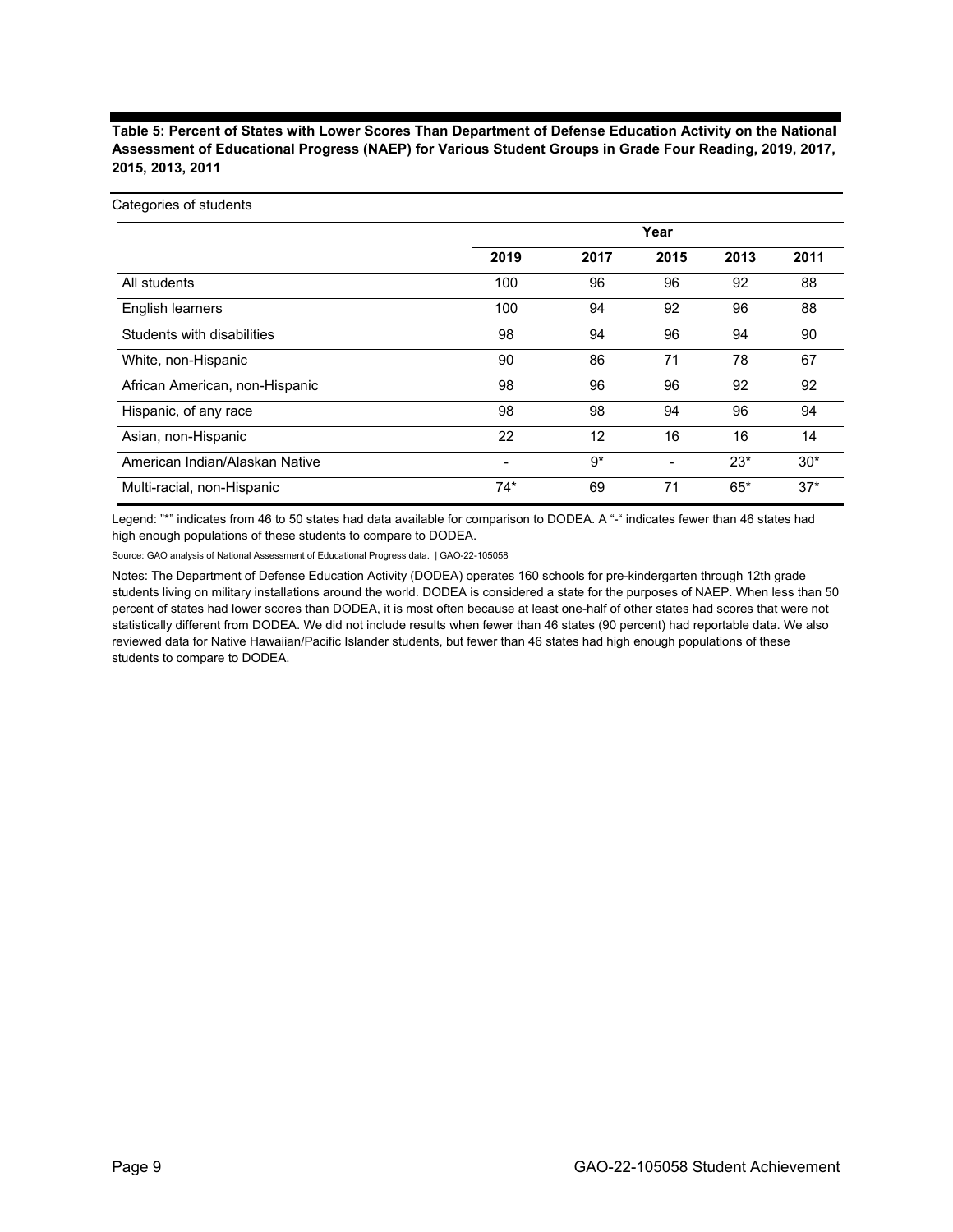**Table 5: Percent of States with Lower Scores Than Department of Defense Education Activity on the National Assessment of Educational Progress (NAEP) for Various Student Groups in Grade Four Reading, 2019, 2017, 2015, 2013, 2011**

Categories of students

| | Year | | | | |
|---|---|---|---|---|---|
| | **2019** | **2017** | **2015** | **2013** | **2011** |
| All students | 100 | 96 | 96 | 92 | 88 |
| English learners | 100 | 94 | 92 | 96 | 88 |
| Students with disabilities | 98 | 94 | 96 | 94 | 90 |
| White, non-Hispanic | 90 | 86 | 71 | 78 | 67 |
| African American, non-Hispanic | 98 | 96 | 96 | 92 | 92 |
| Hispanic, of any race | 98 | 98 | 94 | 96 | 94 |
| Asian, non-Hispanic | 22 | 12 | 16 | 16 | 14 |
| American Indian/Alaskan Native | - | 9* | - | 23* | 30* |
| Multi-racial, non-Hispanic | 74* | 69 | 71 | 65* | 37* |

Legend: "*" indicates from 46 to 50 states had data available for comparison to DODEA. A "-" indicates fewer than 46 states had high enough populations of these students to compare to DODEA.

Source: GAO analysis of National Assessment of Educational Progress data. | GAO-22-105058

Notes: The Department of Defense Education Activity (DODEA) operates 160 schools for pre-kindergarten through 12th grade students living on military installations around the world. DODEA is considered a state for the purposes of NAEP. When less than 50 percent of states had lower scores than DODEA, it is most often because at least one-half of other states had scores that were not statistically different from DODEA. We did not include results when fewer than 46 states (90 percent) had reportable data. We also reviewed data for Native Hawaiian/Pacific Islander students, but fewer than 46 states had high enough populations of these students to compare to DODEA.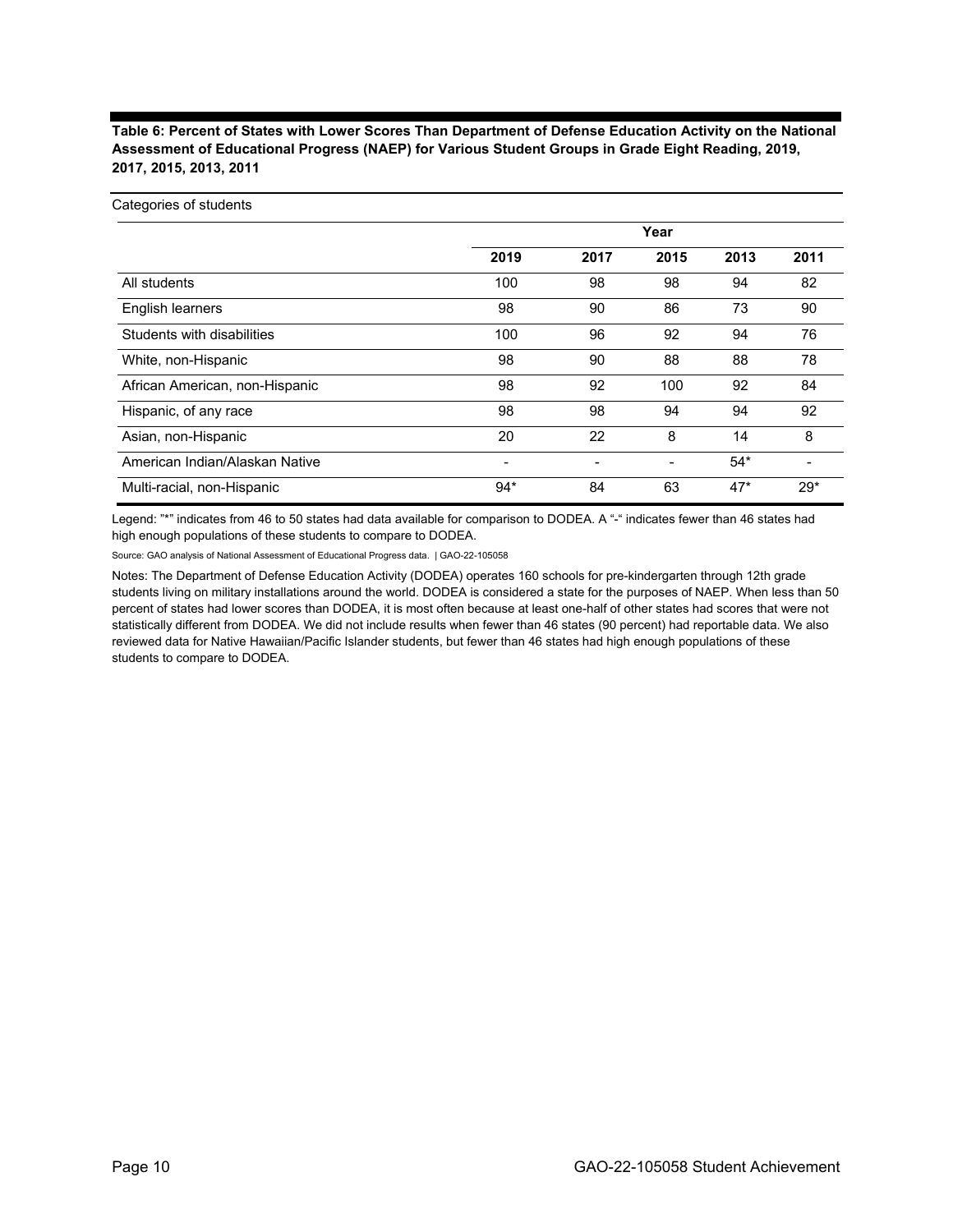**Table 6: Percent of States with Lower Scores Than Department of Defense Education Activity on the National Assessment of Educational Progress (NAEP) for Various Student Groups in Grade Eight Reading, 2019, 2017, 2015, 2013, 2011**

| Categories of students | Year | | | | |
|---|---|---|---|---|---|
| | 2019 | 2017 | 2015 | 2013 | 2011 |
| All students | 100 | 98 | 98 | 94 | 82 |
| English learners | 98 | 90 | 86 | 73 | 90 |
| Students with disabilities | 100 | 96 | 92 | 94 | 76 |
| White, non-Hispanic | 98 | 90 | 88 | 88 | 78 |
| African American, non-Hispanic | 98 | 92 | 100 | 92 | 84 |
| Hispanic, of any race | 98 | 98 | 94 | 94 | 92 |
| Asian, non-Hispanic | 20 | 22 | 8 | 14 | 8 |
| American Indian/Alaskan Native | - | - | - | 54* | - |
| Multi-racial, non-Hispanic | 94* | 84 | 63 | 47* | 29* |

Legend: "*" indicates from 46 to 50 states had data available for comparison to DODEA. A "-" indicates fewer than 46 states had high enough populations of these students to compare to DODEA.

Source: GAO analysis of National Assessment of Educational Progress data. | GAO-22-105058

Notes: The Department of Defense Education Activity (DODEA) operates 160 schools for pre-kindergarten through 12th grade students living on military installations around the world. DODEA is considered a state for the purposes of NAEP. When less than 50 percent of states had lower scores than DODEA, it is most often because at least one-half of other states had scores that were not statistically different from DODEA. We did not include results when fewer than 46 states (90 percent) had reportable data. We also reviewed data for Native Hawaiian/Pacific Islander students, but fewer than 46 states had high enough populations of these students to compare to DODEA.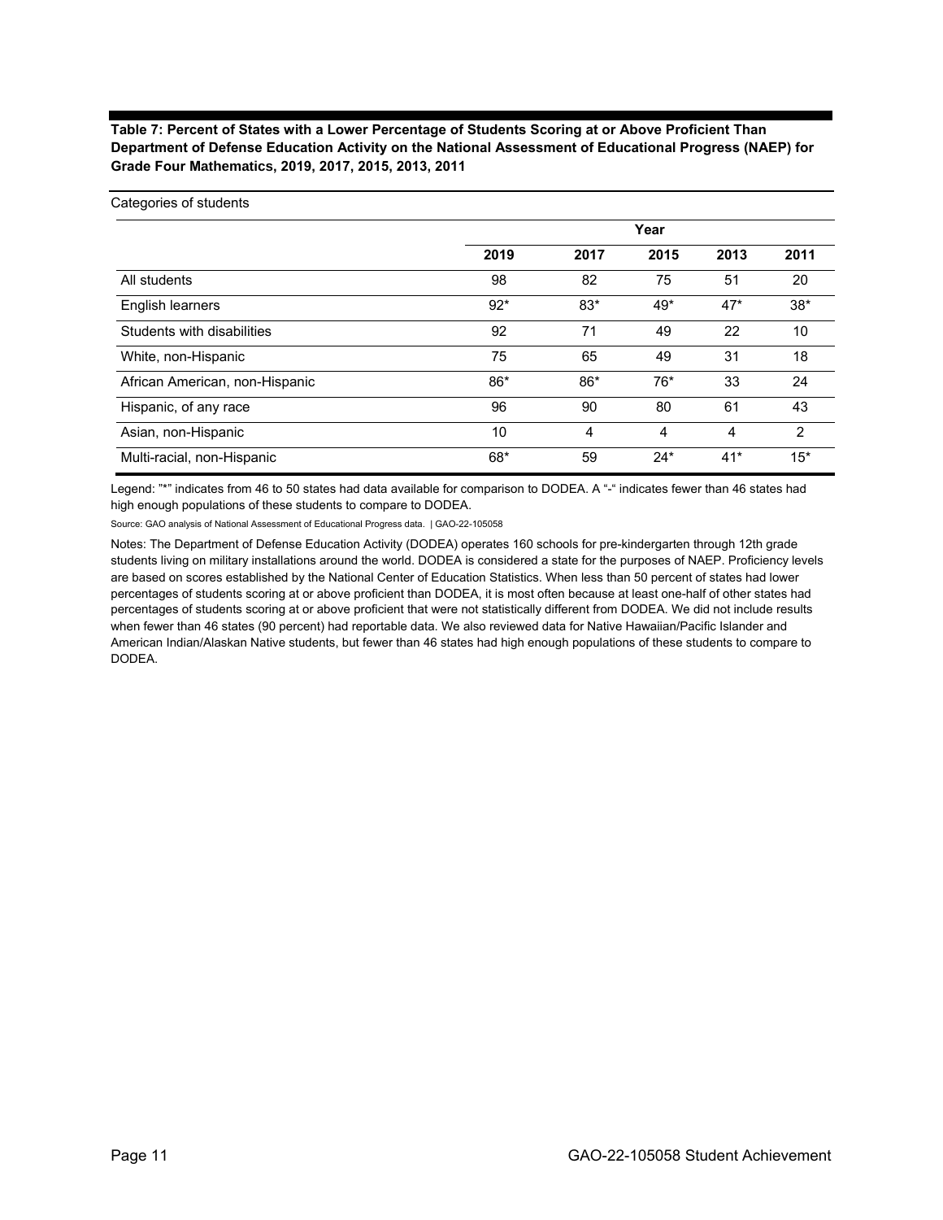**Table 7: Percent of States with a Lower Percentage of Students Scoring at or Above Proficient Than Department of Defense Education Activity on the National Assessment of Educational Progress (NAEP) for Grade Four Mathematics, 2019, 2017, 2015, 2013, 2011**

| Categories of students | Year | | | | |
|---|---|---|---|---|---|
| | 2019 | 2017 | 2015 | 2013 | 2011 |
| All students | 98 | 82 | 75 | 51 | 20 |
| English learners | 92* | 83* | 49* | 47* | 38* |
| Students with disabilities | 92 | 71 | 49 | 22 | 10 |
| White, non-Hispanic | 75 | 65 | 49 | 31 | 18 |
| African American, non-Hispanic | 86* | 86* | 76* | 33 | 24 |
| Hispanic, of any race | 96 | 90 | 80 | 61 | 43 |
| Asian, non-Hispanic | 10 | 4 | 4 | 4 | 2 |
| Multi-racial, non-Hispanic | 68* | 59 | 24* | 41* | 15* |

Legend: "*" indicates from 46 to 50 states had data available for comparison to DODEA. A "-" indicates fewer than 46 states had high enough populations of these students to compare to DODEA.

Source: GAO analysis of National Assessment of Educational Progress data. | GAO-22-105058

Notes: The Department of Defense Education Activity (DODEA) operates 160 schools for pre-kindergarten through 12th grade students living on military installations around the world. DODEA is considered a state for the purposes of NAEP. Proficiency levels are based on scores established by the National Center of Education Statistics. When less than 50 percent of states had lower percentages of students scoring at or above proficient than DODEA, it is most often because at least one-half of other states had percentages of students scoring at or above proficient that were not statistically different from DODEA. We did not include results when fewer than 46 states (90 percent) had reportable data. We also reviewed data for Native Hawaiian/Pacific Islander and American Indian/Alaskan Native students, but fewer than 46 states had high enough populations of these students to compare to DODEA.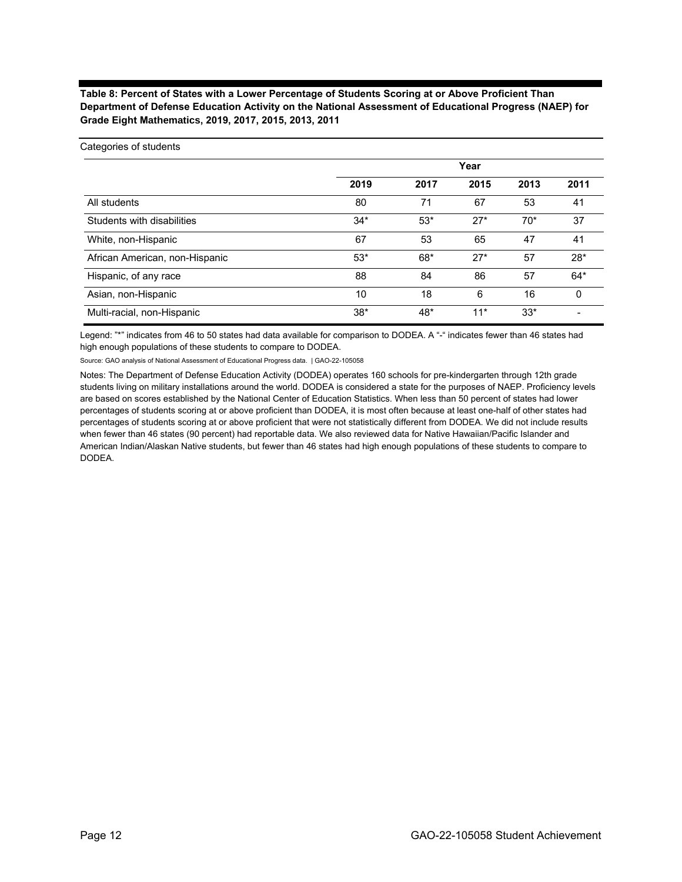**Table 8: Percent of States with a Lower Percentage of Students Scoring at or Above Proficient Than Department of Defense Education Activity on the National Assessment of Educational Progress (NAEP) for Grade Eight Mathematics, 2019, 2017, 2015, 2013, 2011**

Categories of students

| | Year | | | | |
|---|---|---|---|---|---|
| | 2019 | 2017 | 2015 | 2013 | 2011 |
| All students | 80 | 71 | 67 | 53 | 41 |
| Students with disabilities | 34* | 53* | 27* | 70* | 37 |
| White, non-Hispanic | 67 | 53 | 65 | 47 | 41 |
| African American, non-Hispanic | 53* | 68* | 27* | 57 | 28* |
| Hispanic, of any race | 88 | 84 | 86 | 57 | 64* |
| Asian, non-Hispanic | 10 | 18 | 6 | 16 | 0 |
| Multi-racial, non-Hispanic | 38* | 48* | 11* | 33* | - |

Legend: "*" indicates from 46 to 50 states had data available for comparison to DODEA. A "-" indicates fewer than 46 states had high enough populations of these students to compare to DODEA.

Source: GAO analysis of National Assessment of Educational Progress data. | GAO-22-105058

Notes: The Department of Defense Education Activity (DODEA) operates 160 schools for pre-kindergarten through 12th grade students living on military installations around the world. DODEA is considered a state for the purposes of NAEP. Proficiency levels are based on scores established by the National Center of Education Statistics. When less than 50 percent of states had lower percentages of students scoring at or above proficient than DODEA, it is most often because at least one-half of other states had percentages of students scoring at or above proficient that were not statistically different from DODEA. We did not include results when fewer than 46 states (90 percent) had reportable data. We also reviewed data for Native Hawaiian/Pacific Islander and American Indian/Alaskan Native students, but fewer than 46 states had high enough populations of these students to compare to DODEA.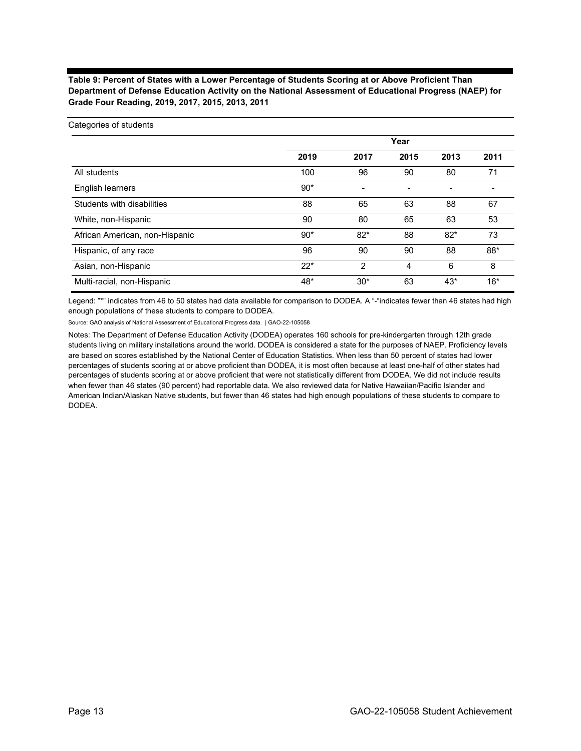**Table 9: Percent of States with a Lower Percentage of Students Scoring at or Above Proficient Than Department of Defense Education Activity on the National Assessment of Educational Progress (NAEP) for Grade Four Reading, 2019, 2017, 2015, 2013, 2011**

| Categories of students | Year | | | | |
|---|---|---|---|---|---|
| | 2019 | 2017 | 2015 | 2013 | 2011 |
| All students | 100 | 96 | 90 | 80 | 71 |
| English learners | 90* | - | - | - | - |
| Students with disabilities | 88 | 65 | 63 | 88 | 67 |
| White, non-Hispanic | 90 | 80 | 65 | 63 | 53 |
| African American, non-Hispanic | 90* | 82* | 88 | 82* | 73 |
| Hispanic, of any race | 96 | 90 | 90 | 88 | 88* |
| Asian, non-Hispanic | 22* | 2 | 4 | 6 | 8 |
| Multi-racial, non-Hispanic | 48* | 30* | 63 | 43* | 16* |

Legend: "*" indicates from 46 to 50 states had data available for comparison to DODEA. A "-"indicates fewer than 46 states had high enough populations of these students to compare to DODEA.

Source: GAO analysis of National Assessment of Educational Progress data. | GAO-22-105058

Notes: The Department of Defense Education Activity (DODEA) operates 160 schools for pre-kindergarten through 12th grade students living on military installations around the world. DODEA is considered a state for the purposes of NAEP. Proficiency levels are based on scores established by the National Center of Education Statistics. When less than 50 percent of states had lower percentages of students scoring at or above proficient than DODEA, it is most often because at least one-half of other states had percentages of students scoring at or above proficient that were not statistically different from DODEA. We did not include results when fewer than 46 states (90 percent) had reportable data. We also reviewed data for Native Hawaiian/Pacific Islander and American Indian/Alaskan Native students, but fewer than 46 states had high enough populations of these students to compare to DODEA.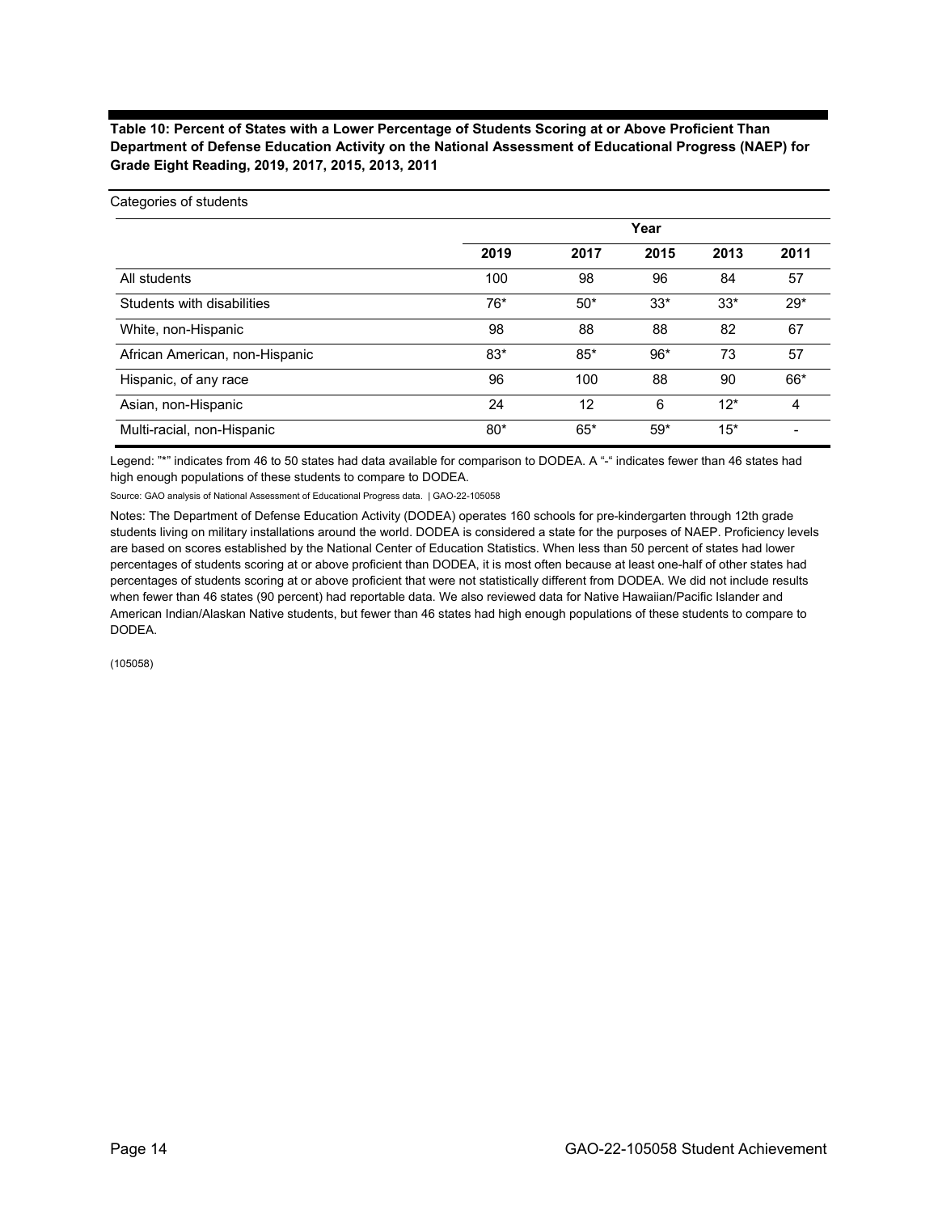**Table 10: Percent of States with a Lower Percentage of Students Scoring at or Above Proficient Than Department of Defense Education Activity on the National Assessment of Educational Progress (NAEP) for Grade Eight Reading, 2019, 2017, 2015, 2013, 2011**

| Categories of students | Year | | | | |
|---|---|---|---|---|---|
| | 2019 | 2017 | 2015 | 2013 | 2011 |
| All students | 100 | 98 | 96 | 84 | 57 |
| Students with disabilities | 76* | 50* | 33* | 33* | 29* |
| White, non-Hispanic | 98 | 88 | 88 | 82 | 67 |
| African American, non-Hispanic | 83* | 85* | 96* | 73 | 57 |
| Hispanic, of any race | 96 | 100 | 88 | 90 | 66* |
| Asian, non-Hispanic | 24 | 12 | 6 | 12* | 4 |
| Multi-racial, non-Hispanic | 80* | 65* | 59* | 15* | - |

Legend: "*" indicates from 46 to 50 states had data available for comparison to DODEA. A "-" indicates fewer than 46 states had high enough populations of these students to compare to DODEA.

Source: GAO analysis of National Assessment of Educational Progress data. | GAO-22-105058

Notes: The Department of Defense Education Activity (DODEA) operates 160 schools for pre-kindergarten through 12th grade students living on military installations around the world. DODEA is considered a state for the purposes of NAEP. Proficiency levels are based on scores established by the National Center of Education Statistics. When less than 50 percent of states had lower percentages of students scoring at or above proficient than DODEA, it is most often because at least one-half of other states had percentages of students scoring at or above proficient that were not statistically different from DODEA. We did not include results when fewer than 46 states (90 percent) had reportable data. We also reviewed data for Native Hawaiian/Pacific Islander and American Indian/Alaskan Native students, but fewer than 46 states had high enough populations of these students to compare to DODEA.

(105058)